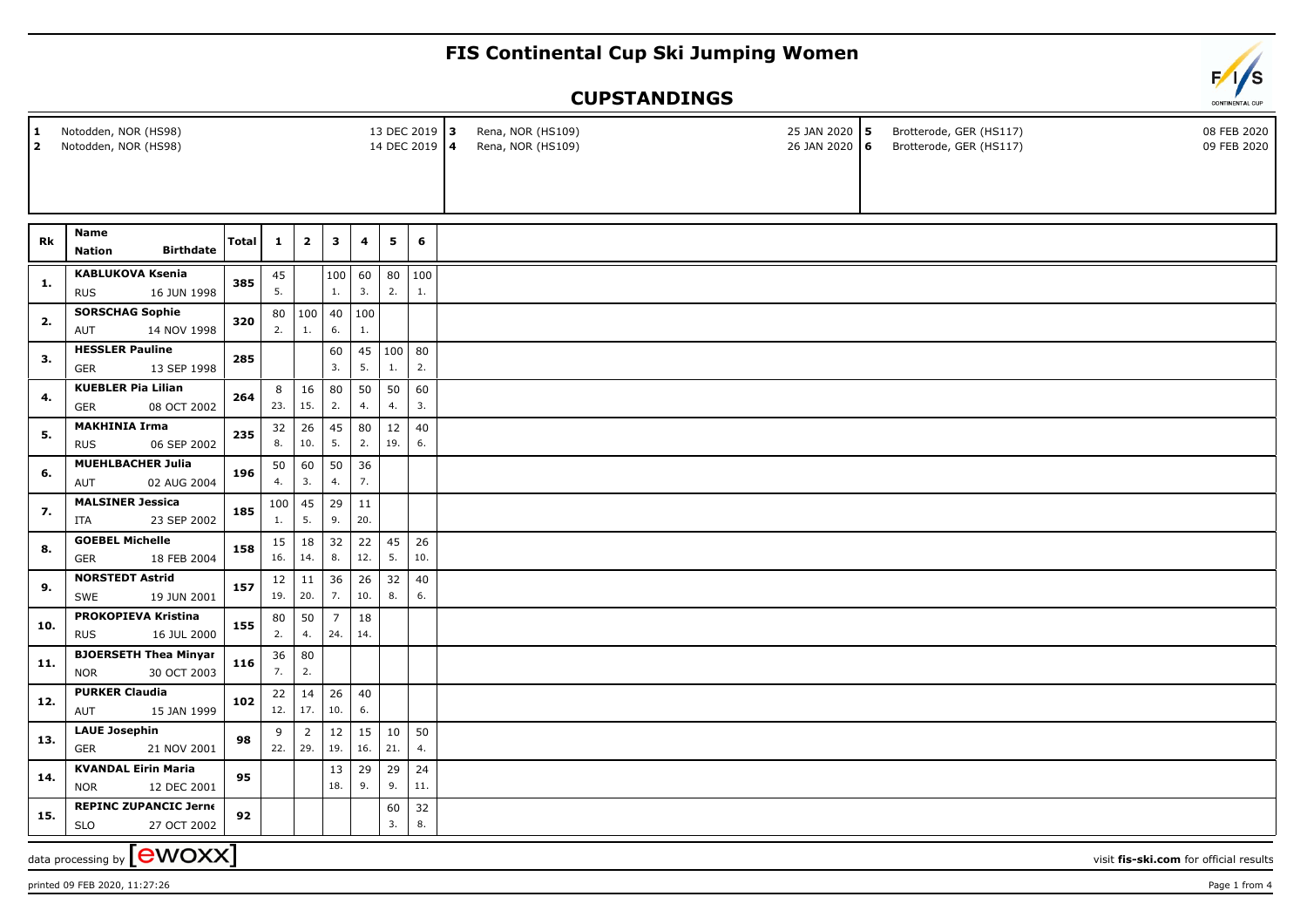# FIS Continental Cup Ski Jumping Women

## CUPSTANDINGS

| | | |
|---|---|---|
| 1 Notodden, NOR (HS98) 13 DEC 2019 | 3 Rena, NOR (HS109) 25 JAN 2020 | 5 Brotterode, GER (HS117) 08 FEB 2020 |
| 2 Notodden, NOR (HS98) 14 DEC 2019 | 4 Rena, NOR (HS109) 26 JAN 2020 | 6 Brotterode, GER (HS117) 09 FEB 2020 |

| Rk | Name / Nation | Birthdate | Total | 1 | 2 | 3 | 4 | 5 | 6 |
|---|---|---|---|---|---|---|---|---|---|
| 1. | KABLUKOVA Ksenia / RUS | 16 JUN 1998 | 385 | 45 (5.) | | 100 (1.) | 60 (3.) | 80 (2.) | 100 (1.) |
| 2. | SORSCHAG Sophie / AUT | 14 NOV 1998 | 320 | 80 (2.) | 100 (1.) | 40 (6.) | 100 (1.) | | |
| 3. | HESSLER Pauline / GER | 13 SEP 1998 | 285 | | | 60 (3.) | 45 (5.) | 100 (1.) | 80 (2.) |
| 4. | KUEBLER Pia Lilian / GER | 08 OCT 2002 | 264 | 8 (23.) | 16 (15.) | 80 (2.) | 50 (4.) | 50 (4.) | 60 (3.) |
| 5. | MAKHINIA Irma / RUS | 06 SEP 2002 | 235 | 32 (8.) | 26 (10.) | 45 (5.) | 80 (2.) | 12 (19.) | 40 (6.) |
| 6. | MUEHLBACHER Julia / AUT | 02 AUG 2004 | 196 | 50 (4.) | 60 (3.) | 50 (4.) | 36 (7.) | | |
| 7. | MALSINER Jessica / ITA | 23 SEP 2002 | 185 | 100 (1.) | 45 (5.) | 29 (9.) | 11 (20.) | | |
| 8. | GOEBEL Michelle / GER | 18 FEB 2004 | 158 | 15 (16.) | 18 (14.) | 32 (8.) | 22 (12.) | 45 (5.) | 26 (10.) |
| 9. | NORSTEDT Astrid / SWE | 19 JUN 2001 | 157 | 12 (19.) | 11 (20.) | 36 (7.) | 26 (10.) | 32 (8.) | 40 (6.) |
| 10. | PROKOPIEVA Kristina / RUS | 16 JUL 2000 | 155 | 80 (2.) | 50 (4.) | 7 (24.) | 18 (14.) | | |
| 11. | BJOERSETH Thea Minyan / NOR | 30 OCT 2003 | 116 | 36 (7.) | 80 (2.) | | | | |
| 12. | PURKER Claudia / AUT | 15 JAN 1999 | 102 | 22 (12.) | 14 (17.) | 26 (10.) | 40 (6.) | | |
| 13. | LAUE Josephin / GER | 21 NOV 2001 | 98 | 9 (22.) | 2 (29.) | 12 (19.) | 15 (16.) | 10 (21.) | 50 (4.) |
| 14. | KVANDAL Eirin Maria / NOR | 12 DEC 2001 | 95 | | | 13 (18.) | 29 (9.) | 29 (9.) | 24 (11.) |
| 15. | REPINC ZUPANCIC Jerne / SLO | 27 OCT 2002 | 92 | | | | | 60 (3.) | 32 (8.) |

data processing by [ewoxx] — visit fis-ski.com for official results

printed 09 FEB 2020, 11:27:26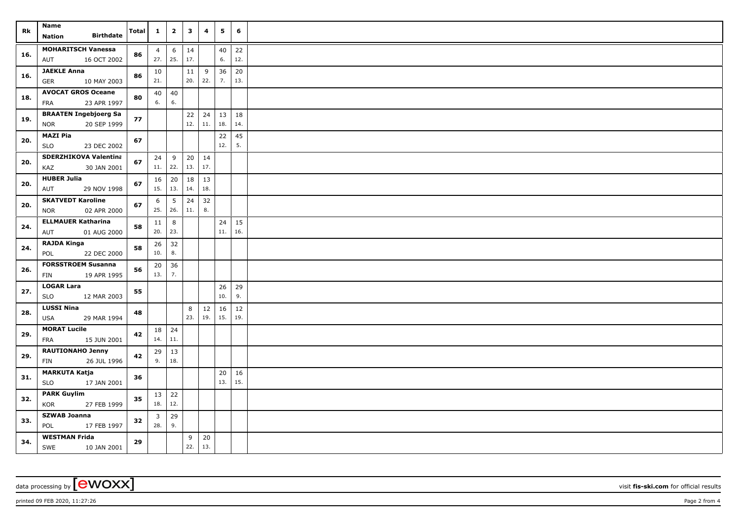| Rk | Name<br>Nation Birthdate | Total | 1 | 2 | 3 | 4 | 5 | 6 |
|---|---|---|---|---|---|---|---|---|
| 16. | MOHARITSCH Vanessa<br>AUT 16 OCT 2002 | 86 | 4<br>27. | 6<br>25. | 14<br>17. | | 40<br>6. | 22<br>12. |
| 16. | JAEKLE Anna<br>GER 10 MAY 2003 | 86 | 10<br>21. | | 11<br>20. | 9<br>22. | 36<br>7. | 20<br>13. |
| 18. | AVOCAT GROS Oceane<br>FRA 23 APR 1997 | 80 | 40<br>6. | 40<br>6. | | | | |
| 19. | BRAATEN Ingebjoerg Sa<br>NOR 20 SEP 1999 | 77 | | | 22<br>12. | 24<br>11. | 13<br>18. | 18<br>14. |
| 20. | MAZI Pia<br>SLO 23 DEC 2002 | 67 | | | | | 22<br>12. | 45<br>5. |
| 20. | SDERZHIKOVA Valentina<br>KAZ 30 JAN 2001 | 67 | 24<br>11. | 9<br>22. | 20<br>13. | 14<br>17. | | |
| 20. | HUBER Julia<br>AUT 29 NOV 1998 | 67 | 16<br>15. | 20<br>13. | 18<br>14. | 13<br>18. | | |
| 20. | SKATVEDT Karoline<br>NOR 02 APR 2000 | 67 | 6<br>25. | 5<br>26. | 24<br>11. | 32<br>8. | | |
| 24. | ELLMAUER Katharina<br>AUT 01 AUG 2000 | 58 | 11<br>20. | 8<br>23. | | | 24<br>11. | 15<br>16. |
| 24. | RAJDA Kinga<br>POL 22 DEC 2000 | 58 | 26<br>10. | 32<br>8. | | | | |
| 26. | FORSSTROEM Susanna<br>FIN 19 APR 1995 | 56 | 20<br>13. | 36<br>7. | | | | |
| 27. | LOGAR Lara<br>SLO 12 MAR 2003 | 55 | | | | | 26<br>10. | 29<br>9. |
| 28. | LUSSI Nina<br>USA 29 MAR 1994 | 48 | | | 8<br>23. | 12<br>19. | 16<br>15. | 12<br>19. |
| 29. | MORAT Lucile<br>FRA 15 JUN 2001 | 42 | 18<br>14. | 24<br>11. | | | | |
| 29. | RAUTIONAHO Jenny<br>FIN 26 JUL 1996 | 42 | 29<br>9. | 13<br>18. | | | | |
| 31. | MARKUTA Katja<br>SLO 17 JAN 2001 | 36 | | | | | 20<br>13. | 16<br>15. |
| 32. | PARK Guylim<br>KOR 27 FEB 1999 | 35 | 13<br>18. | 22<br>12. | | | | |
| 33. | SZWAB Joanna<br>POL 17 FEB 1997 | 32 | 3<br>28. | 29<br>9. | | | | |
| 34. | WESTMAN Frida<br>SWE 10 JAN 2001 | 29 | | | 9<br>22. | 20<br>13. | | |

data processing by [ewoxx] visit **fis-ski.com** for official results

printed 09 FEB 2020, 11:27:26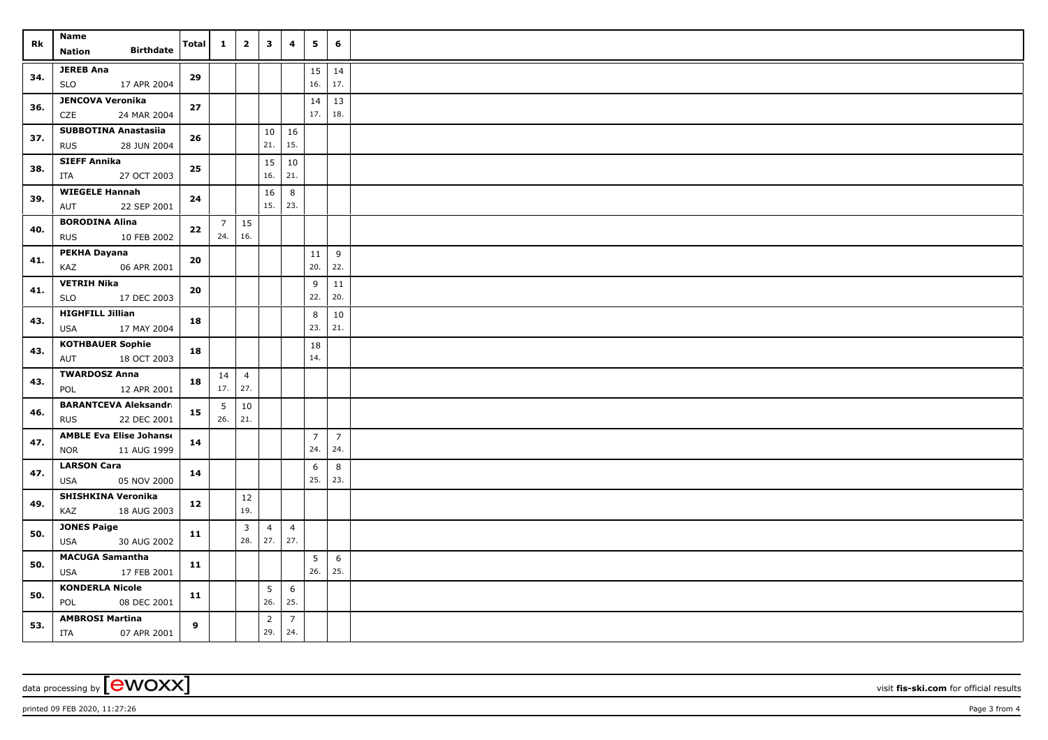| Rk | Name<br>Nation Birthdate | Total | 1 | 2 | 3 | 4 | 5 | 6 |
|---|---|---|---|---|---|---|---|---|
| 34. | **JEREB Ana**<br>SLO 17 APR 2004 | **29** | | | | | 15<br>16. | 14<br>17. |
| 36. | **JENCOVA Veronika**<br>CZE 24 MAR 2004 | **27** | | | | | 14<br>17. | 13<br>18. |
| 37. | **SUBBOTINA Anastasiia**<br>RUS 28 JUN 2004 | **26** | | | 10<br>21. | 16<br>15. | | |
| 38. | **SIEFF Annika**<br>ITA 27 OCT 2003 | **25** | | | 15<br>16. | 10<br>21. | | |
| 39. | **WIEGELE Hannah**<br>AUT 22 SEP 2001 | **24** | | | 16<br>15. | 8<br>23. | | |
| 40. | **BORODINA Alina**<br>RUS 10 FEB 2002 | **22** | 7<br>24. | 15<br>16. | | | | |
| 41. | **PEKHA Dayana**<br>KAZ 06 APR 2001 | **20** | | | | | 11<br>20. | 9<br>22. |
| 41. | **VETRIH Nika**<br>SLO 17 DEC 2003 | **20** | | | | | 9<br>22. | 11<br>20. |
| 43. | **HIGHFILL Jillian**<br>USA 17 MAY 2004 | **18** | | | | | 8<br>23. | 10<br>21. |
| 43. | **KOTHBAUER Sophie**<br>AUT 18 OCT 2003 | **18** | | | | | 18<br>14. | |
| 43. | **TWARDOSZ Anna**<br>POL 12 APR 2001 | **18** | 14<br>17. | 4<br>27. | | | | |
| 46. | **BARANTCEVA Aleksandr**<br>RUS 22 DEC 2001 | **15** | 5<br>26. | 10<br>21. | | | | |
| 47. | **AMBLE Eva Elise Johans**<br>NOR 11 AUG 1999 | **14** | | | | | 7<br>24. | 7<br>24. |
| 47. | **LARSON Cara**<br>USA 05 NOV 2000 | **14** | | | | | 6<br>25. | 8<br>23. |
| 49. | **SHISHKINA Veronika**<br>KAZ 18 AUG 2003 | **12** | | 12<br>19. | | | | |
| 50. | **JONES Paige**<br>USA 30 AUG 2002 | **11** | | 3<br>28. | 4<br>27. | 4<br>27. | | |
| 50. | **MACUGA Samantha**<br>USA 17 FEB 2001 | **11** | | | | | 5<br>26. | 6<br>25. |
| 50. | **KONDERLA Nicole**<br>POL 08 DEC 2001 | **11** | | | 5<br>26. | 6<br>25. | | |
| 53. | **AMBROSI Martina**<br>ITA 07 APR 2001 | **9** | | | 2<br>29. | 7<br>24. | | |

data processing by [ewoxx] visit **fis-ski.com** for official results

printed 09 FEB 2020, 11:27:26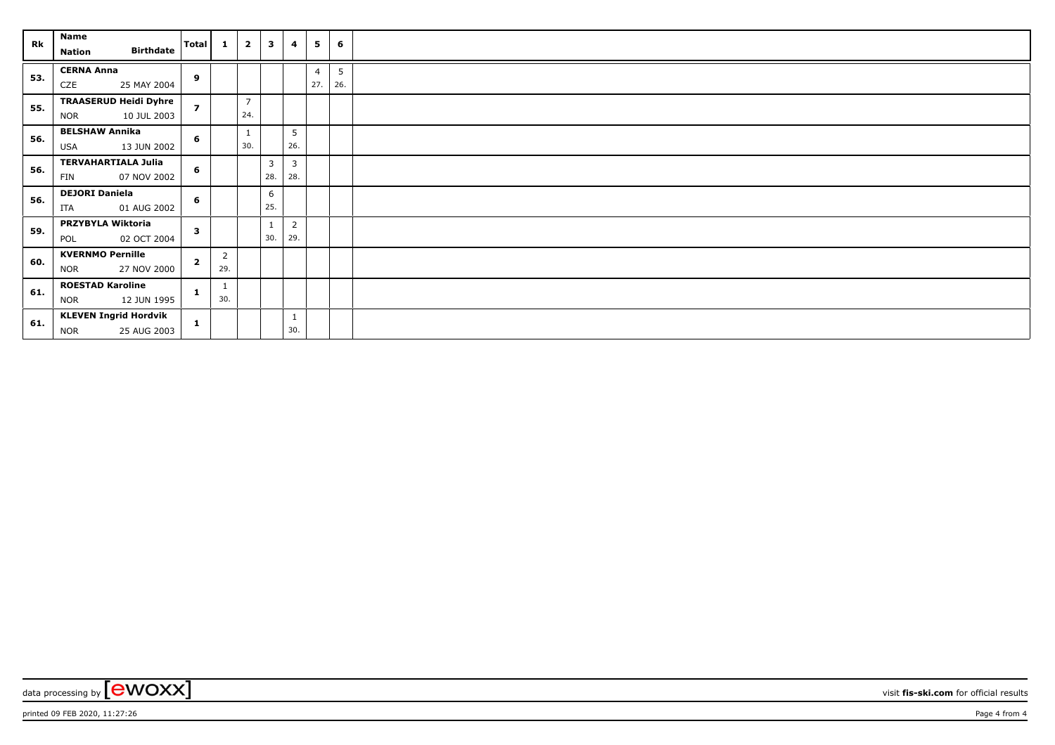| Rk | Name<br>Nation Birthdate | Total | 1 | 2 | 3 | 4 | 5 | 6 |
|---|---|---|---|---|---|---|---|---|
| 53. | **CERNA Anna**<br>CZE 25 MAY 2004 | **9** | | | | | 4<br>27. | 5<br>26. |
| 55. | **TRAASERUD Heidi Dyhre**<br>NOR 10 JUL 2003 | **7** | | 7<br>24. | | | | |
| 56. | **BELSHAW Annika**<br>USA 13 JUN 2002 | **6** | | 1<br>30. | | 5<br>26. | | |
| 56. | **TERVAHARTIALA Julia**<br>FIN 07 NOV 2002 | **6** | | | 3<br>28. | 3<br>28. | | |
| 56. | **DEJORI Daniela**<br>ITA 01 AUG 2002 | **6** | | | 6<br>25. | | | |
| 59. | **PRZYBYLA Wiktoria**<br>POL 02 OCT 2004 | **3** | | | 1<br>30. | 2<br>29. | | |
| 60. | **KVERNMO Pernille**<br>NOR 27 NOV 2000 | **2** | 2<br>29. | | | | | |
| 61. | **ROESTAD Karoline**<br>NOR 12 JUN 1995 | **1** | 1<br>30. | | | | | |
| 61. | **KLEVEN Ingrid Hordvik**<br>NOR 25 AUG 2003 | **1** | | | | 1<br>30. | | |

data processing by [ewoxx]

visit **fis-ski.com** for official results

printed 09 FEB 2020, 11:27:26